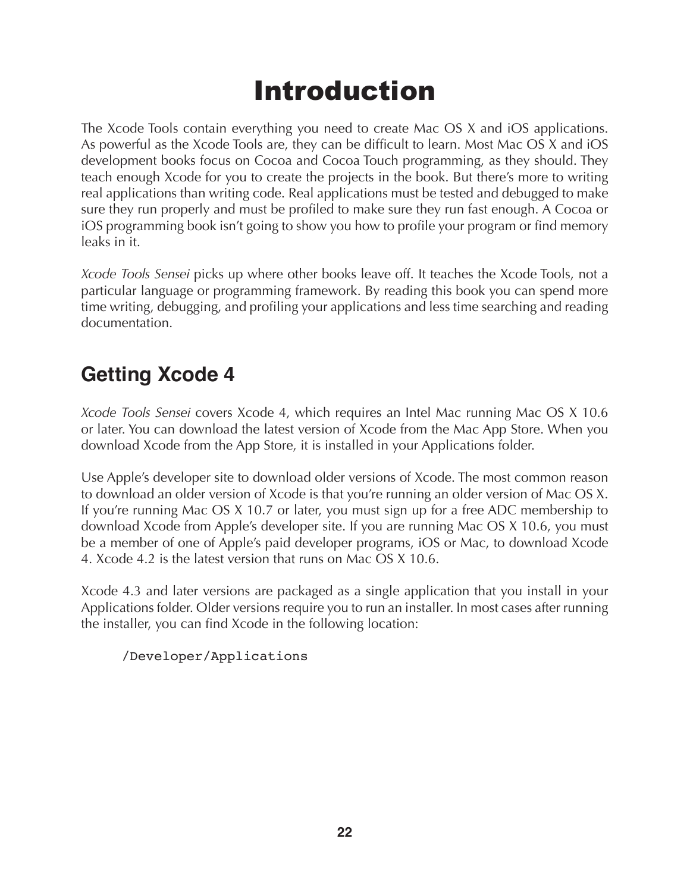# Introduction

The Xcode Tools contain everything you need to create Mac OS X and iOS applications. As powerful as the Xcode Tools are, they can be difficult to learn. Most Mac OS X and iOS development books focus on Cocoa and Cocoa Touch programming, as they should. They teach enough Xcode for you to create the projects in the book. But there's more to writing real applications than writing code. Real applications must be tested and debugged to make sure they run properly and must be profiled to make sure they run fast enough. A Cocoa or iOS programming book isn't going to show you how to profile your program or find memory leaks in it.

*Xcode Tools Sensei* picks up where other books leave off. It teaches the Xcode Tools, not a particular language or programming framework. By reading this book you can spend more time writing, debugging, and profiling your applications and less time searching and reading documentation.

## Getting Xcode 4

*Xcode Tools Sensei* covers Xcode 4, which requires an Intel Mac running Mac OS X 10.6 or later. You can download the latest version of Xcode from the Mac App Store. When you download Xcode from the App Store, it is installed in your Applications folder.

Use Apple's developer site to download older versions of Xcode. The most common reason to download an older version of Xcode is that you're running an older version of Mac OS X. If you're running Mac OS X 10.7 or later, you must sign up for a free ADC membership to download Xcode from Apple's developer site. If you are running Mac OS X 10.6, you must be a member of one of Apple's paid developer programs, iOS or Mac, to download Xcode 4. Xcode 4.2 is the latest version that runs on Mac OS X 10.6.

Xcode 4.3 and later versions are packaged as a single application that you install in your Applications folder. Older versions require you to run an installer. In most cases after running the installer, you can find Xcode in the following location:

```
/Developer/Applications
```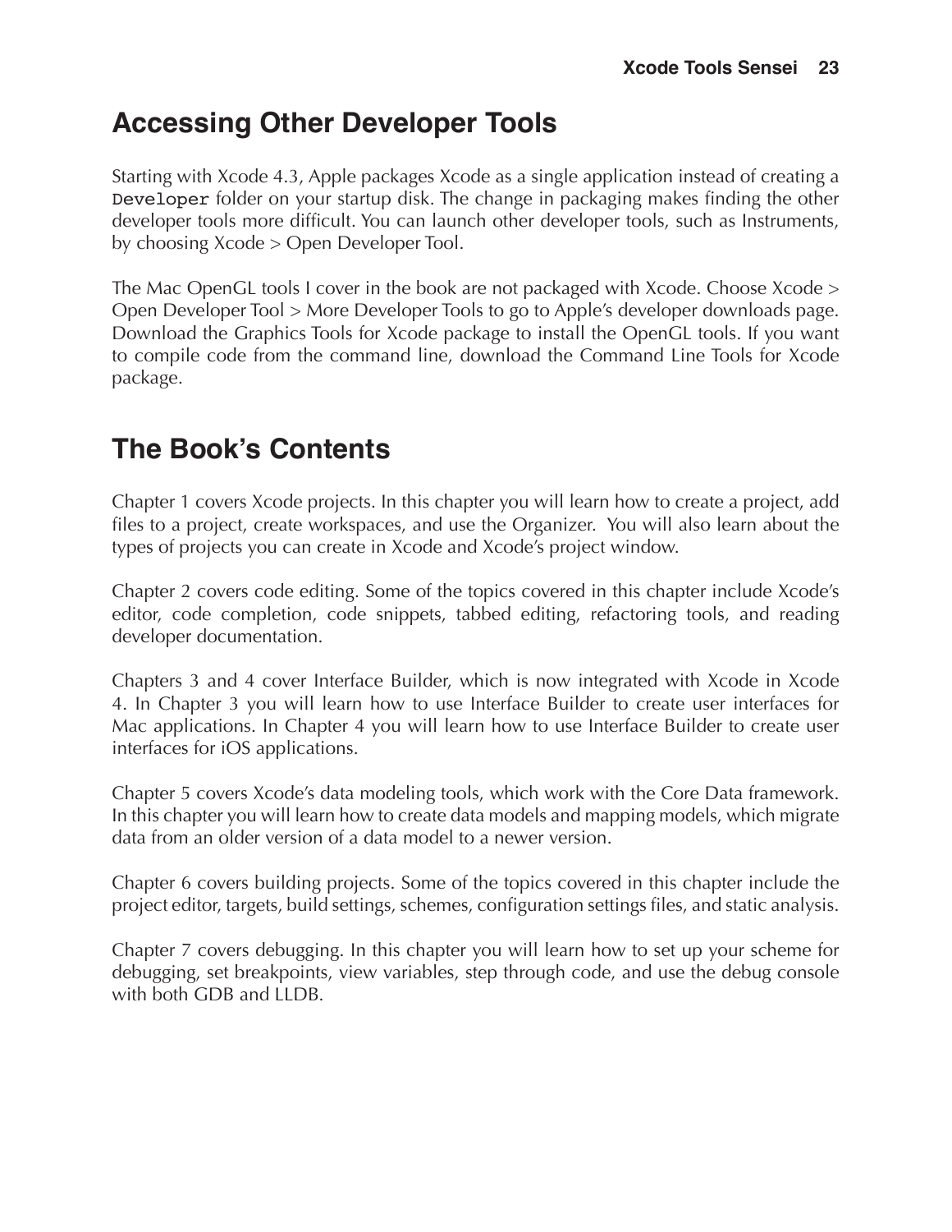## Accessing Other Developer Tools

Starting with Xcode 4.3, Apple packages Xcode as a single application instead of creating a `Developer` folder on your startup disk. The change in packaging makes finding the other developer tools more difficult. You can launch other developer tools, such as Instruments, by choosing Xcode > Open Developer Tool.

The Mac OpenGL tools I cover in the book are not packaged with Xcode. Choose Xcode > Open Developer Tool > More Developer Tools to go to Apple's developer downloads page. Download the Graphics Tools for Xcode package to install the OpenGL tools. If you want to compile code from the command line, download the Command Line Tools for Xcode package.

## The Book's Contents

Chapter 1 covers Xcode projects. In this chapter you will learn how to create a project, add files to a project, create workspaces, and use the Organizer. You will also learn about the types of projects you can create in Xcode and Xcode's project window.

Chapter 2 covers code editing. Some of the topics covered in this chapter include Xcode's editor, code completion, code snippets, tabbed editing, refactoring tools, and reading developer documentation.

Chapters 3 and 4 cover Interface Builder, which is now integrated with Xcode in Xcode 4. In Chapter 3 you will learn how to use Interface Builder to create user interfaces for Mac applications. In Chapter 4 you will learn how to use Interface Builder to create user interfaces for iOS applications.

Chapter 5 covers Xcode's data modeling tools, which work with the Core Data framework. In this chapter you will learn how to create data models and mapping models, which migrate data from an older version of a data model to a newer version.

Chapter 6 covers building projects. Some of the topics covered in this chapter include the project editor, targets, build settings, schemes, configuration settings files, and static analysis.

Chapter 7 covers debugging. In this chapter you will learn how to set up your scheme for debugging, set breakpoints, view variables, step through code, and use the debug console with both GDB and LLDB.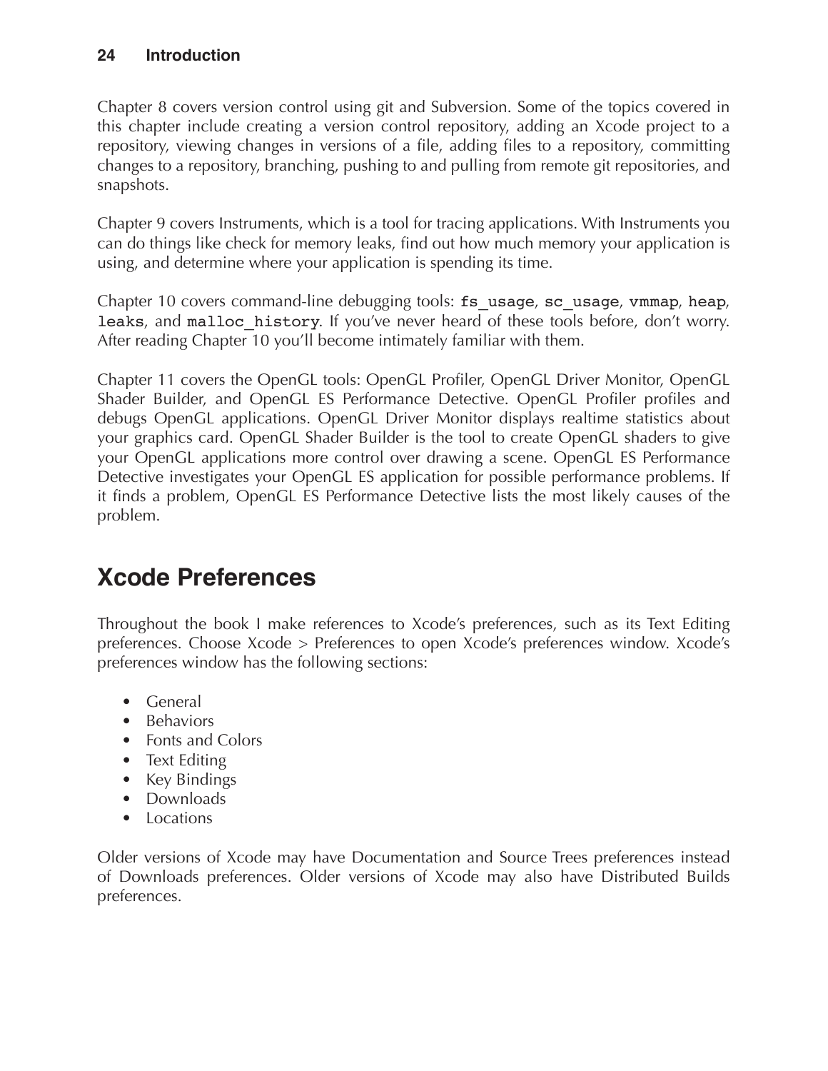Chapter 8 covers version control using git and Subversion. Some of the topics covered in this chapter include creating a version control repository, adding an Xcode project to a repository, viewing changes in versions of a file, adding files to a repository, committing changes to a repository, branching, pushing to and pulling from remote git repositories, and snapshots.

Chapter 9 covers Instruments, which is a tool for tracing applications. With Instruments you can do things like check for memory leaks, find out how much memory your application is using, and determine where your application is spending its time.

Chapter 10 covers command-line debugging tools: `fs_usage`, `sc_usage`, `vmmap`, `heap`, `leaks`, and `malloc_history`. If you've never heard of these tools before, don't worry. After reading Chapter 10 you'll become intimately familiar with them.

Chapter 11 covers the OpenGL tools: OpenGL Profiler, OpenGL Driver Monitor, OpenGL Shader Builder, and OpenGL ES Performance Detective. OpenGL Profiler profiles and debugs OpenGL applications. OpenGL Driver Monitor displays realtime statistics about your graphics card. OpenGL Shader Builder is the tool to create OpenGL shaders to give your OpenGL applications more control over drawing a scene. OpenGL ES Performance Detective investigates your OpenGL ES application for possible performance problems. If it finds a problem, OpenGL ES Performance Detective lists the most likely causes of the problem.

## Xcode Preferences

Throughout the book I make references to Xcode's preferences, such as its Text Editing preferences. Choose Xcode > Preferences to open Xcode's preferences window. Xcode's preferences window has the following sections:

- General
- Behaviors
- Fonts and Colors
- Text Editing
- Key Bindings
- Downloads
- Locations

Older versions of Xcode may have Documentation and Source Trees preferences instead of Downloads preferences. Older versions of Xcode may also have Distributed Builds preferences.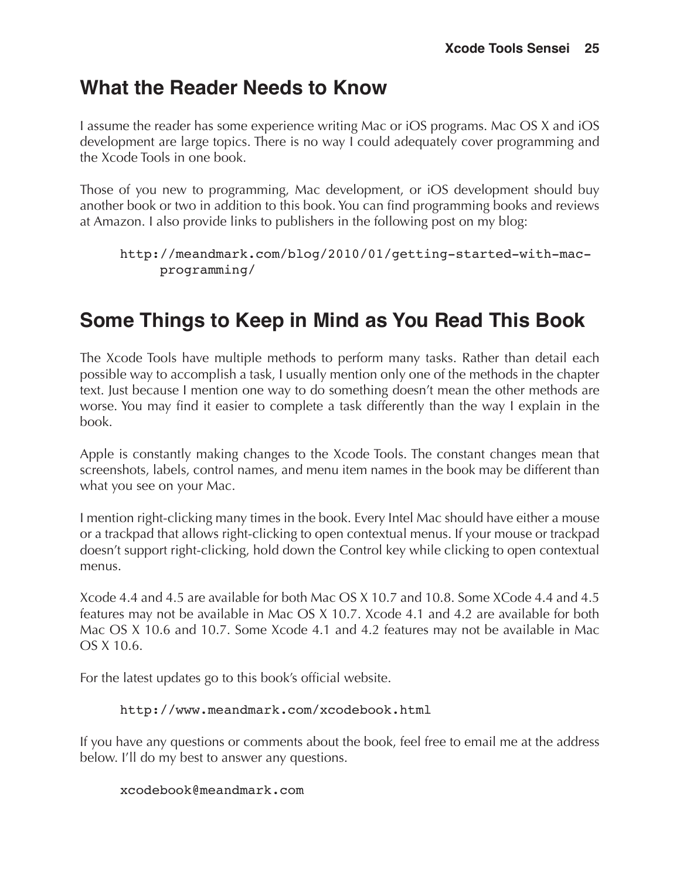## What the Reader Needs to Know

I assume the reader has some experience writing Mac or iOS programs. Mac OS X and iOS development are large topics. There is no way I could adequately cover programming and the Xcode Tools in one book.

Those of you new to programming, Mac development, or iOS development should buy another book or two in addition to this book. You can find programming books and reviews at Amazon. I also provide links to publishers in the following post on my blog:

```
http://meandmark.com/blog/2010/01/getting-started-with-mac-
    programming/
```

## Some Things to Keep in Mind as You Read This Book

The Xcode Tools have multiple methods to perform many tasks. Rather than detail each possible way to accomplish a task, I usually mention only one of the methods in the chapter text. Just because I mention one way to do something doesn't mean the other methods are worse. You may find it easier to complete a task differently than the way I explain in the book.

Apple is constantly making changes to the Xcode Tools. The constant changes mean that screenshots, labels, control names, and menu item names in the book may be different than what you see on your Mac.

I mention right-clicking many times in the book. Every Intel Mac should have either a mouse or a trackpad that allows right-clicking to open contextual menus. If your mouse or trackpad doesn't support right-clicking, hold down the Control key while clicking to open contextual menus.

Xcode 4.4 and 4.5 are available for both Mac OS X 10.7 and 10.8. Some XCode 4.4 and 4.5 features may not be available in Mac OS X 10.7. Xcode 4.1 and 4.2 are available for both Mac OS X 10.6 and 10.7. Some Xcode 4.1 and 4.2 features may not be available in Mac OS X 10.6.

For the latest updates go to this book's official website.

```
http://www.meandmark.com/xcodebook.html
```

If you have any questions or comments about the book, feel free to email me at the address below. I'll do my best to answer any questions.

```
xcodebook@meandmark.com
```